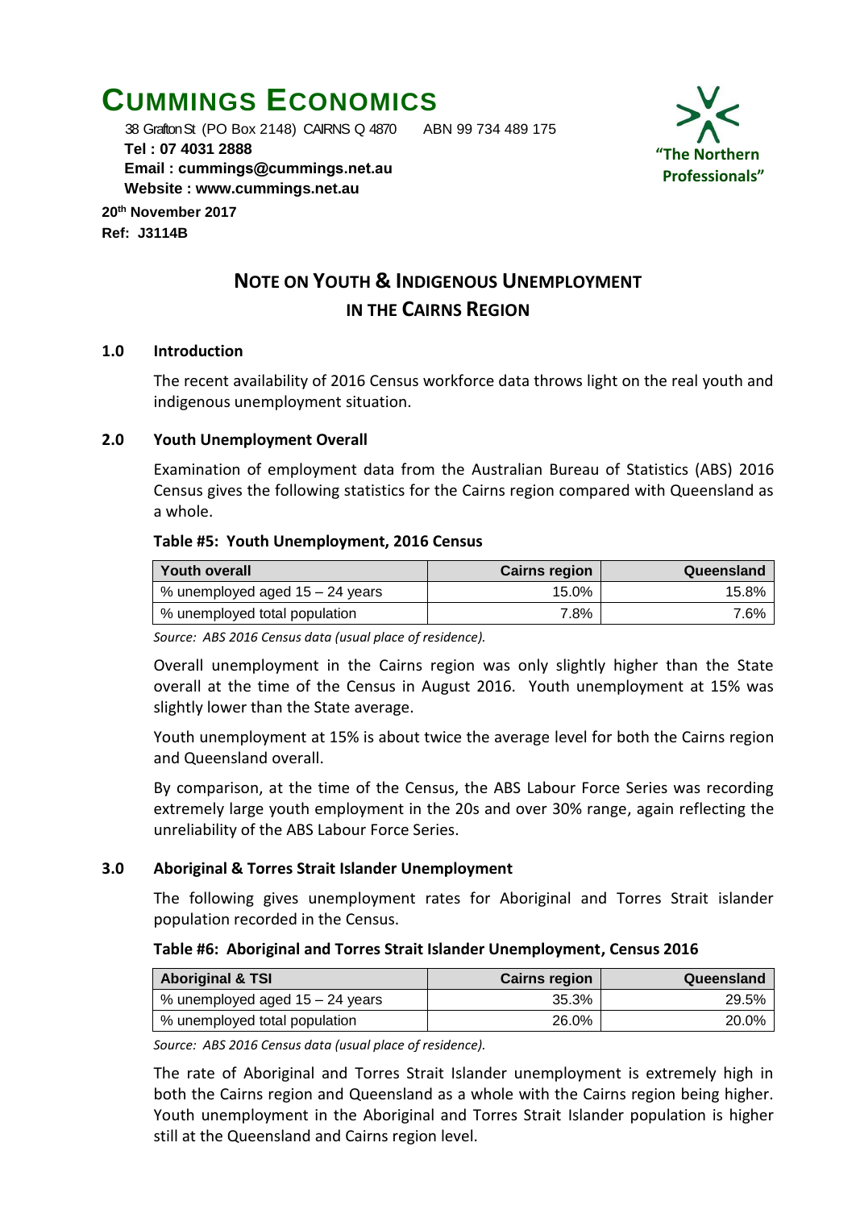# Cummings Economics

38 Grafton St (PO Box 2148) CAIRNS Q 4870 ABN 99 734 489 175
**Tel : 07 4031 2888**
**Email : cummings@cummings.net.au**
**Website : www.cummings.net.au**

**"The Northern Professionals"**

**20th November 2017**
**Ref: J3114B**

## Note on Youth & Indigenous Unemployment in the Cairns Region

### 1.0 Introduction

The recent availability of 2016 Census workforce data throws light on the real youth and indigenous unemployment situation.

### 2.0 Youth Unemployment Overall

Examination of employment data from the Australian Bureau of Statistics (ABS) 2016 Census gives the following statistics for the Cairns region compared with Queensland as a whole.

**Table #5: Youth Unemployment, 2016 Census**

| Youth overall | Cairns region | Queensland |
|---|---:|---:|
| % unemployed aged 15 – 24 years | 15.0% | 15.8% |
| % unemployed total population | 7.8% | 7.6% |

*Source: ABS 2016 Census data (usual place of residence).*

Overall unemployment in the Cairns region was only slightly higher than the State overall at the time of the Census in August 2016. Youth unemployment at 15% was slightly lower than the State average.

Youth unemployment at 15% is about twice the average level for both the Cairns region and Queensland overall.

By comparison, at the time of the Census, the ABS Labour Force Series was recording extremely large youth employment in the 20s and over 30% range, again reflecting the unreliability of the ABS Labour Force Series.

### 3.0 Aboriginal & Torres Strait Islander Unemployment

The following gives unemployment rates for Aboriginal and Torres Strait islander population recorded in the Census.

**Table #6: Aboriginal and Torres Strait Islander Unemployment, Census 2016**

| Aboriginal & TSI | Cairns region | Queensland |
|---|---:|---:|
| % unemployed aged 15 – 24 years | 35.3% | 29.5% |
| % unemployed total population | 26.0% | 20.0% |

*Source: ABS 2016 Census data (usual place of residence).*

The rate of Aboriginal and Torres Strait Islander unemployment is extremely high in both the Cairns region and Queensland as a whole with the Cairns region being higher. Youth unemployment in the Aboriginal and Torres Strait Islander population is higher still at the Queensland and Cairns region level.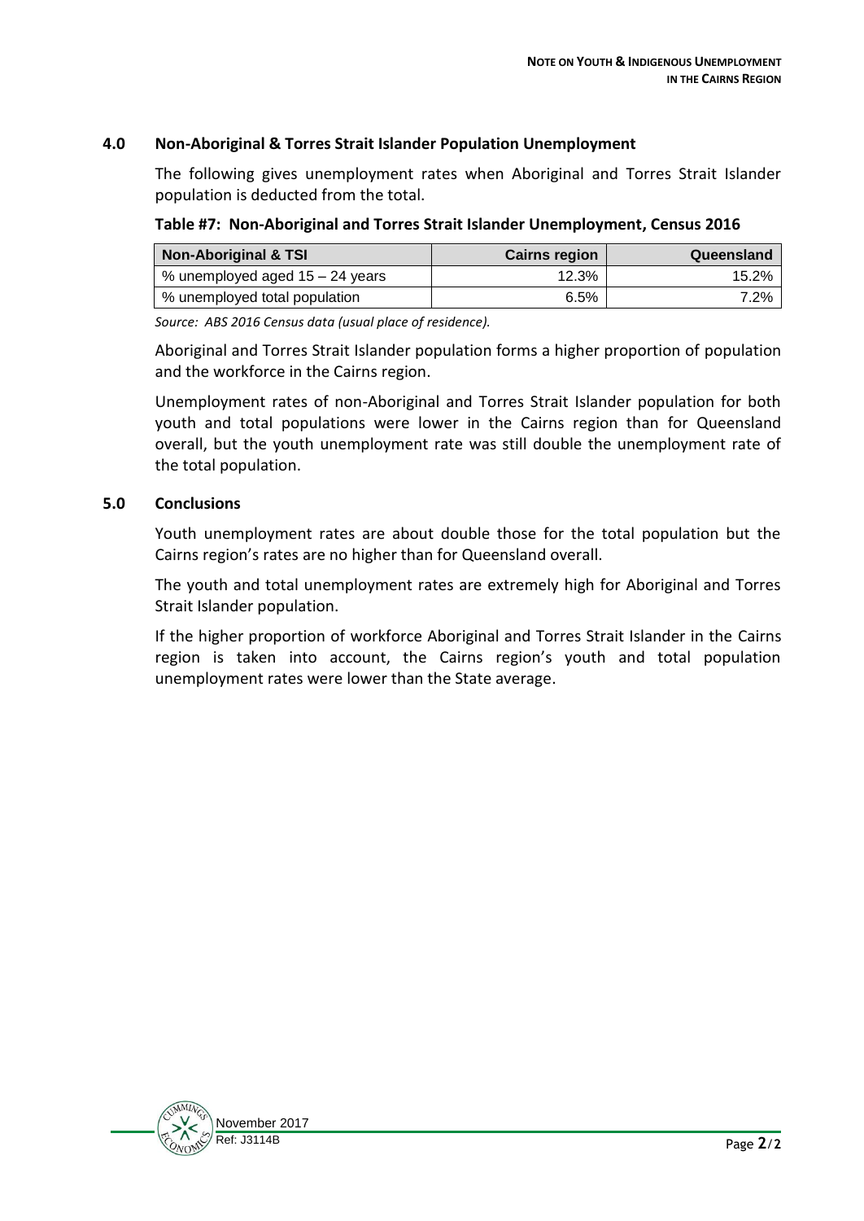## 4.0 Non-Aboriginal & Torres Strait Islander Population Unemployment

The following gives unemployment rates when Aboriginal and Torres Strait Islander population is deducted from the total.

**Table #7: Non-Aboriginal and Torres Strait Islander Unemployment, Census 2016**

| Non-Aboriginal & TSI | Cairns region | Queensland |
|---|---|---|
| % unemployed aged 15 – 24 years | 12.3% | 15.2% |
| % unemployed total population | 6.5% | 7.2% |

*Source: ABS 2016 Census data (usual place of residence).*

Aboriginal and Torres Strait Islander population forms a higher proportion of population and the workforce in the Cairns region.

Unemployment rates of non-Aboriginal and Torres Strait Islander population for both youth and total populations were lower in the Cairns region than for Queensland overall, but the youth unemployment rate was still double the unemployment rate of the total population.

## 5.0 Conclusions

Youth unemployment rates are about double those for the total population but the Cairns region's rates are no higher than for Queensland overall.

The youth and total unemployment rates are extremely high for Aboriginal and Torres Strait Islander population.

If the higher proportion of workforce Aboriginal and Torres Strait Islander in the Cairns region is taken into account, the Cairns region's youth and total population unemployment rates were lower than the State average.